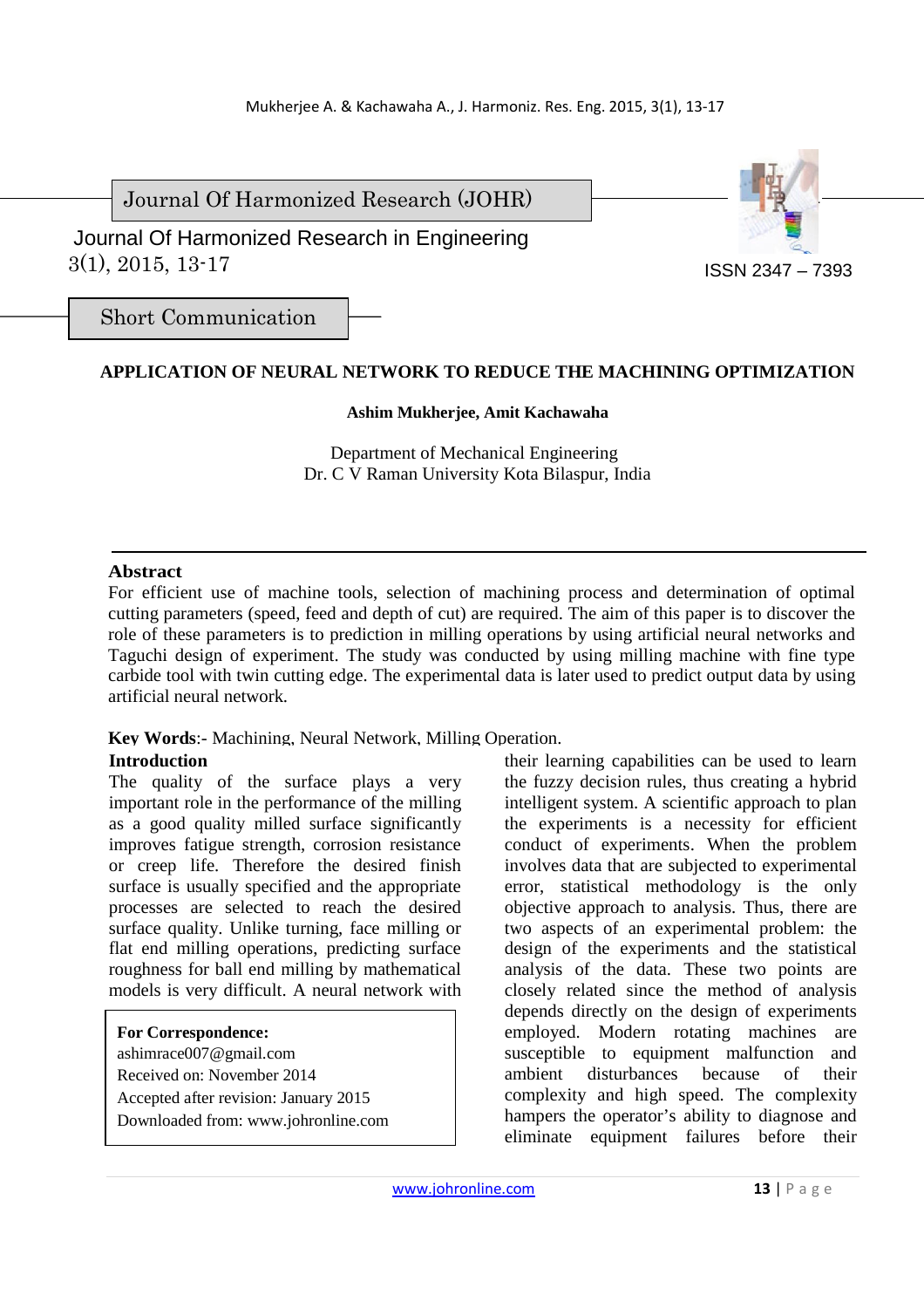Journal Of Harmonized Research (JOHR)

Journal Of Harmonized Research in Engineering
3(1), 2015, 13-17

ISSN 2347 – 7393

Short Communication

# APPLICATION OF NEURAL NETWORK TO REDUCE THE MACHINING OPTIMIZATION

**Ashim Mukherjee, Amit Kachawaha**

Department of Mechanical Engineering
Dr. C V Raman University Kota Bilaspur, India

## Abstract

For efficient use of machine tools, selection of machining process and determination of optimal cutting parameters (speed, feed and depth of cut) are required. The aim of this paper is to discover the role of these parameters is to prediction in milling operations by using artificial neural networks and Taguchi design of experiment. The study was conducted by using milling machine with fine type carbide tool with twin cutting edge. The experimental data is later used to predict output data by using artificial neural network.

**Key Words**:- Machining, Neural Network, Milling Operation.

## Introduction

The quality of the surface plays a very important role in the performance of the milling as a good quality milled surface significantly improves fatigue strength, corrosion resistance or creep life. Therefore the desired finish surface is usually specified and the appropriate processes are selected to reach the desired surface quality. Unlike turning, face milling or flat end milling operations, predicting surface roughness for ball end milling by mathematical models is very difficult. A neural network with their learning capabilities can be used to learn the fuzzy decision rules, thus creating a hybrid intelligent system. A scientific approach to plan the experiments is a necessity for efficient conduct of experiments. When the problem involves data that are subjected to experimental error, statistical methodology is the only objective approach to analysis. Thus, there are two aspects of an experimental problem: the design of the experiments and the statistical analysis of the data. These two points are closely related since the method of analysis depends directly on the design of experiments employed. Modern rotating machines are susceptible to equipment malfunction and ambient disturbances because of their complexity and high speed. The complexity hampers the operator's ability to diagnose and eliminate equipment failures before their

**For Correspondence:**
ashimrace007@gmail.com
Received on: November 2014
Accepted after revision: January 2015
Downloaded from: www.johronline.com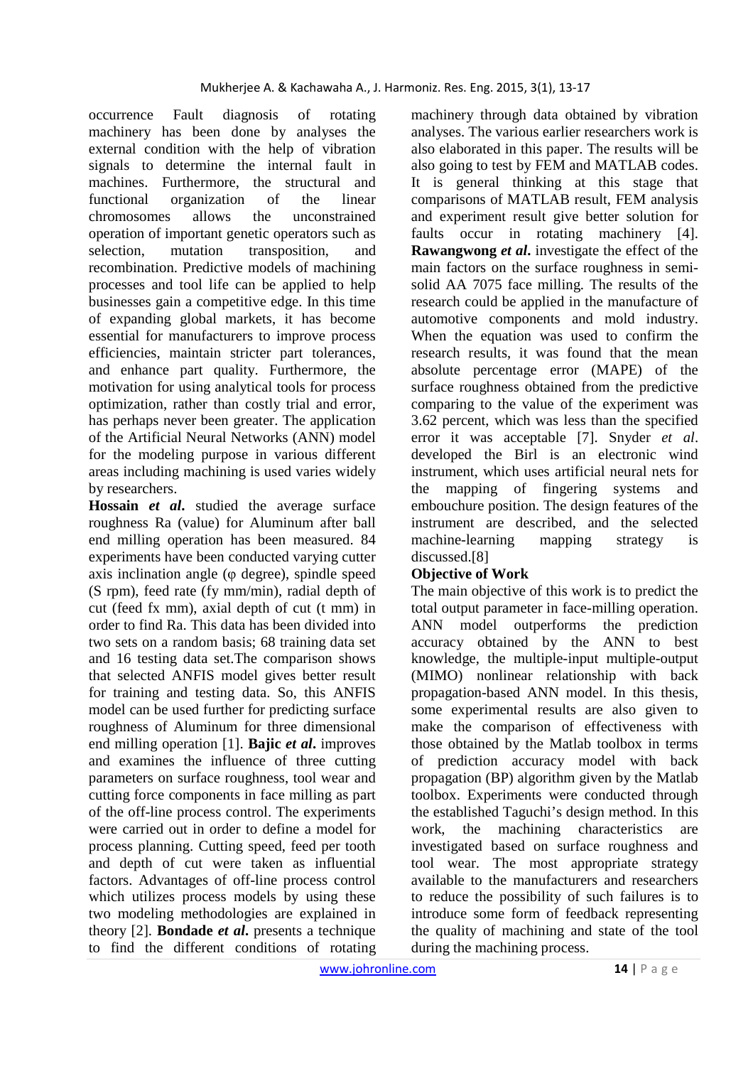occurrence Fault diagnosis of rotating machinery has been done by analyses the external condition with the help of vibration signals to determine the internal fault in machines. Furthermore, the structural and functional organization of the linear chromosomes allows the unconstrained operation of important genetic operators such as selection, mutation transposition, and recombination. Predictive models of machining processes and tool life can be applied to help businesses gain a competitive edge. In this time of expanding global markets, it has become essential for manufacturers to improve process efficiencies, maintain stricter part tolerances, and enhance part quality. Furthermore, the motivation for using analytical tools for process optimization, rather than costly trial and error, has perhaps never been greater. The application of the Artificial Neural Networks (ANN) model for the modeling purpose in various different areas including machining is used varies widely by researchers.

**Hossain *et al*.** studied the average surface roughness Ra (value) for Aluminum after ball end milling operation has been measured. 84 experiments have been conducted varying cutter axis inclination angle (φ degree), spindle speed (S rpm), feed rate (fy mm/min), radial depth of cut (feed fx mm), axial depth of cut (t mm) in order to find Ra. This data has been divided into two sets on a random basis; 68 training data set and 16 testing data set.The comparison shows that selected ANFIS model gives better result for training and testing data. So, this ANFIS model can be used further for predicting surface roughness of Aluminum for three dimensional end milling operation [1]. **Bajic *et al*.** improves and examines the influence of three cutting parameters on surface roughness, tool wear and cutting force components in face milling as part of the off-line process control. The experiments were carried out in order to define a model for process planning. Cutting speed, feed per tooth and depth of cut were taken as influential factors. Advantages of off-line process control which utilizes process models by using these two modeling methodologies are explained in theory [2]. **Bondade *et al*.** presents a technique to find the different conditions of rotating machinery through data obtained by vibration analyses. The various earlier researchers work is also elaborated in this paper. The results will be also going to test by FEM and MATLAB codes. It is general thinking at this stage that comparisons of MATLAB result, FEM analysis and experiment result give better solution for faults occur in rotating machinery [4]. **Rawangwong *et al*.** investigate the effect of the main factors on the surface roughness in semi-solid AA 7075 face milling. The results of the research could be applied in the manufacture of automotive components and mold industry. When the equation was used to confirm the research results, it was found that the mean absolute percentage error (MAPE) of the surface roughness obtained from the predictive comparing to the value of the experiment was 3.62 percent, which was less than the specified error it was acceptable [7]. Snyder *et al*. developed the Birl is an electronic wind instrument, which uses artificial neural nets for the mapping of fingering systems and embouchure position. The design features of the instrument are described, and the selected machine-learning mapping strategy is discussed.[8]

**Objective of Work**

The main objective of this work is to predict the total output parameter in face-milling operation. ANN model outperforms the prediction accuracy obtained by the ANN to best knowledge, the multiple-input multiple-output (MIMO) nonlinear relationship with back propagation-based ANN model. In this thesis, some experimental results are also given to make the comparison of effectiveness with those obtained by the Matlab toolbox in terms of prediction accuracy model with back propagation (BP) algorithm given by the Matlab toolbox. Experiments were conducted through the established Taguchi's design method. In this work, the machining characteristics are investigated based on surface roughness and tool wear. The most appropriate strategy available to the manufacturers and researchers to reduce the possibility of such failures is to introduce some form of feedback representing the quality of machining and state of the tool during the machining process.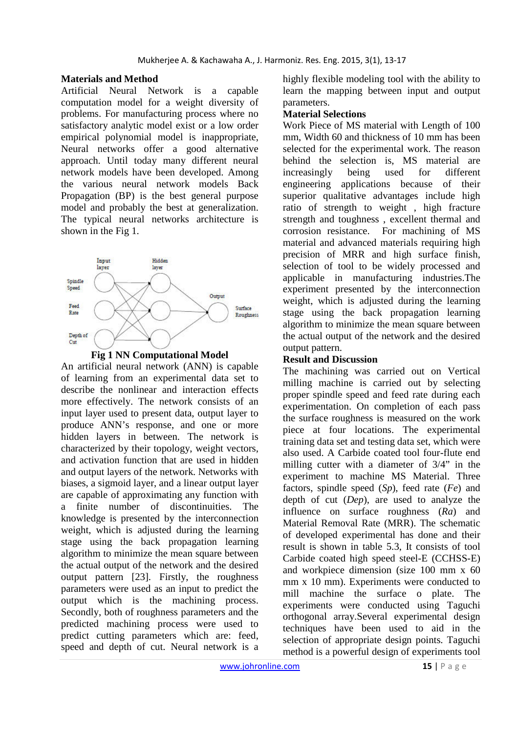## Materials and Method

Artificial Neural Network is a capable computation model for a weight diversity of problems. For manufacturing process where no satisfactory analytic model exist or a low order empirical polynomial model is inappropriate, Neural networks offer a good alternative approach. Until today many different neural network models have been developed. Among the various neural network models Back Propagation (BP) is the best general purpose model and probably the best at generalization. The typical neural networks architecture is shown in the Fig 1.

**Fig 1 NN Computational Model**

An artificial neural network (ANN) is capable of learning from an experimental data set to describe the nonlinear and interaction effects more effectively. The network consists of an input layer used to present data, output layer to produce ANN's response, and one or more hidden layers in between. The network is characterized by their topology, weight vectors, and activation function that are used in hidden and output layers of the network. Networks with biases, a sigmoid layer, and a linear output layer are capable of approximating any function with a finite number of discontinuities. The knowledge is presented by the interconnection weight, which is adjusted during the learning stage using the back propagation learning algorithm to minimize the mean square between the actual output of the network and the desired output pattern [23]. Firstly, the roughness parameters were used as an input to predict the output which is the machining process. Secondly, both of roughness parameters and the predicted machining process were used to predict cutting parameters which are: feed, speed and depth of cut. Neural network is a highly flexible modeling tool with the ability to learn the mapping between input and output parameters.

### Material Selections

Work Piece of MS material with Length of 100 mm, Width 60 and thickness of 10 mm has been selected for the experimental work. The reason behind the selection is, MS material are increasingly being used for different engineering applications because of their superior qualitative advantages include high ratio of strength to weight , high fracture strength and toughness , excellent thermal and corrosion resistance. For machining of MS material and advanced materials requiring high precision of MRR and high surface finish, selection of tool to be widely processed and applicable in manufacturing industries.The experiment presented by the interconnection weight, which is adjusted during the learning stage using the back propagation learning algorithm to minimize the mean square between the actual output of the network and the desired output pattern.

## Result and Discussion

The machining was carried out on Vertical milling machine is carried out by selecting proper spindle speed and feed rate during each experimentation. On completion of each pass the surface roughness is measured on the work piece at four locations. The experimental training data set and testing data set, which were also used. A Carbide coated tool four-flute end milling cutter with a diameter of 3/4" in the experiment to machine MS Material. Three factors, spindle speed (*Sp*), feed rate (*Fe*) and depth of cut (*Dep*), are used to analyze the influence on surface roughness (*Ra*) and Material Removal Rate (MRR). The schematic of developed experimental has done and their result is shown in table 5.3, It consists of tool Carbide coated high speed steel-E (CCHSS-E) and workpiece dimension (size 100 mm x 60 mm x 10 mm). Experiments were conducted to mill machine the surface o plate. The experiments were conducted using Taguchi orthogonal array.Several experimental design techniques have been used to aid in the selection of appropriate design points. Taguchi method is a powerful design of experiments tool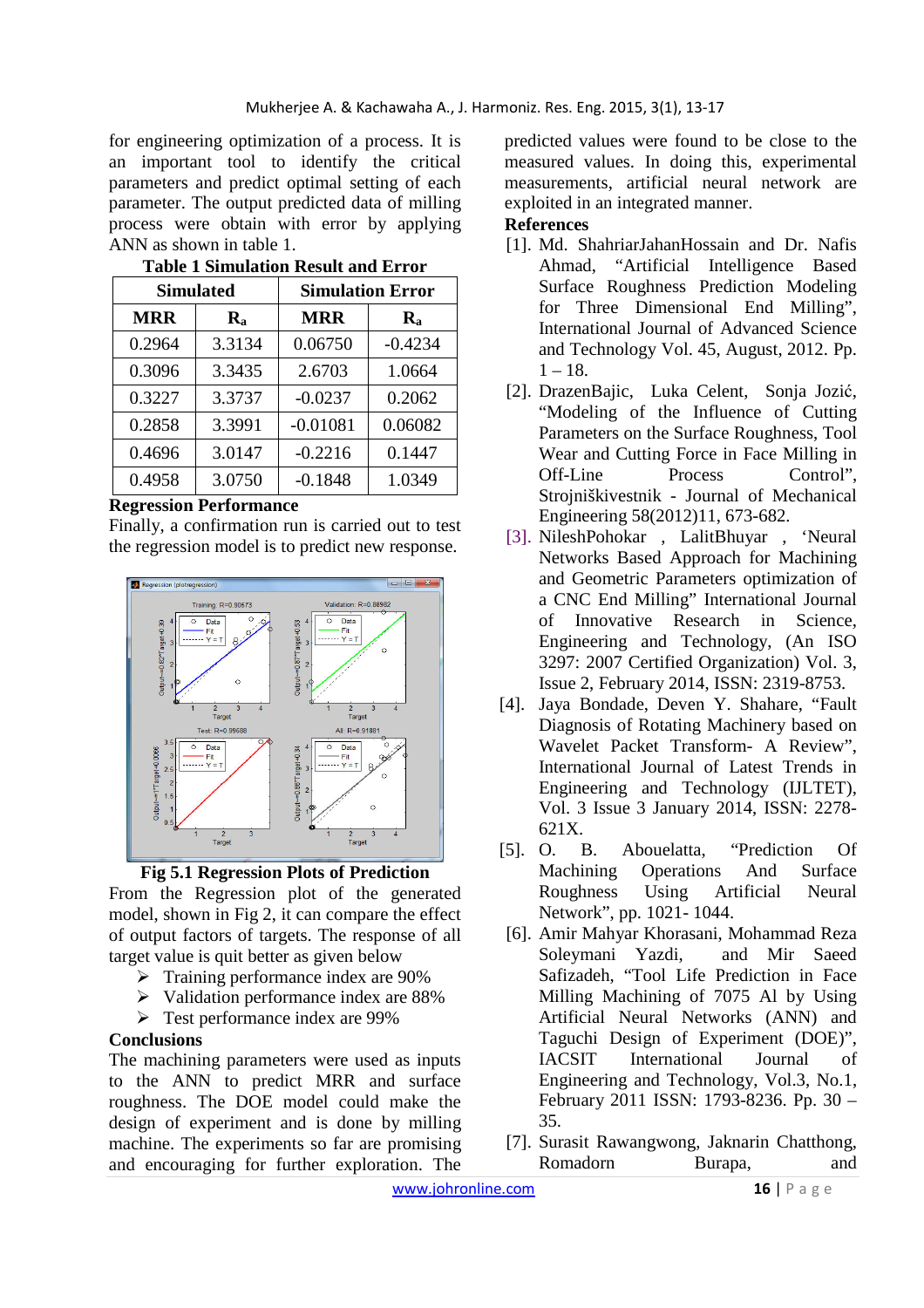for engineering optimization of a process. It is an important tool to identify the critical parameters and predict optimal setting of each parameter. The output predicted data of milling process were obtain with error by applying ANN as shown in table 1.

**Table 1 Simulation Result and Error**

| Simulated | | Simulation Error | |
|---|---|---|---|
| MRR | $R_a$ | MRR | $R_a$ |
| 0.2964 | 3.3134 | 0.06750 | -0.4234 |
| 0.3096 | 3.3435 | 2.6703 | 1.0664 |
| 0.3227 | 3.3737 | -0.0237 | 0.2062 |
| 0.2858 | 3.3991 | -0.01081 | 0.06082 |
| 0.4696 | 3.0147 | -0.2216 | 0.1447 |
| 0.4958 | 3.0750 | -0.1848 | 1.0349 |

**Regression Performance**

Finally, a confirmation run is carried out to test the regression model is to predict new response.

**Fig 5.1 Regression Plots of Prediction**

From the Regression plot of the generated model, shown in Fig 2, it can compare the effect of output factors of targets. The response of all target value is quit better as given below

- Training performance index are 90%
- Validation performance index are 88%
- Test performance index are 99%

**Conclusions**

The machining parameters were used as inputs to the ANN to predict MRR and surface roughness. The DOE model could make the design of experiment and is done by milling machine. The experiments so far are promising and encouraging for further exploration. The predicted values were found to be close to the measured values. In doing this, experimental measurements, artificial neural network are exploited in an integrated manner.

**References**

[1]. Md. ShahriarJahanHossain and Dr. Nafis Ahmad, "Artificial Intelligence Based Surface Roughness Prediction Modeling for Three Dimensional End Milling", International Journal of Advanced Science and Technology Vol. 45, August, 2012. Pp. 1 – 18.

[2]. DrazenBajic, Luka Celent, Sonja Jozić, "Modeling of the Influence of Cutting Parameters on the Surface Roughness, Tool Wear and Cutting Force in Face Milling in Off-Line Process Control", Strojniškivestnik - Journal of Mechanical Engineering 58(2012)11, 673-682.

[3]. NileshPohokar , LalitBhuyar , 'Neural Networks Based Approach for Machining and Geometric Parameters optimization of a CNC End Milling" International Journal of Innovative Research in Science, Engineering and Technology, (An ISO 3297: 2007 Certified Organization) Vol. 3, Issue 2, February 2014, ISSN: 2319-8753.

[4]. Jaya Bondade, Deven Y. Shahare, "Fault Diagnosis of Rotating Machinery based on Wavelet Packet Transform- A Review", International Journal of Latest Trends in Engineering and Technology (IJLTET), Vol. 3 Issue 3 January 2014, ISSN: 2278-621X.

[5]. O. B. Abouelatta, "Prediction Of Machining Operations And Surface Roughness Using Artificial Neural Network", pp. 1021- 1044.

[6]. Amir Mahyar Khorasani, Mohammad Reza Soleymani Yazdi, and Mir Saeed Safizadeh, "Tool Life Prediction in Face Milling Machining of 7075 Al by Using Artificial Neural Networks (ANN) and Taguchi Design of Experiment (DOE)", IACSIT International Journal of Engineering and Technology, Vol.3, No.1, February 2011 ISSN: 1793-8236. Pp. 30 – 35.

[7]. Surasit Rawangwong, Jaknarin Chatthong, Romadorn Burapa, and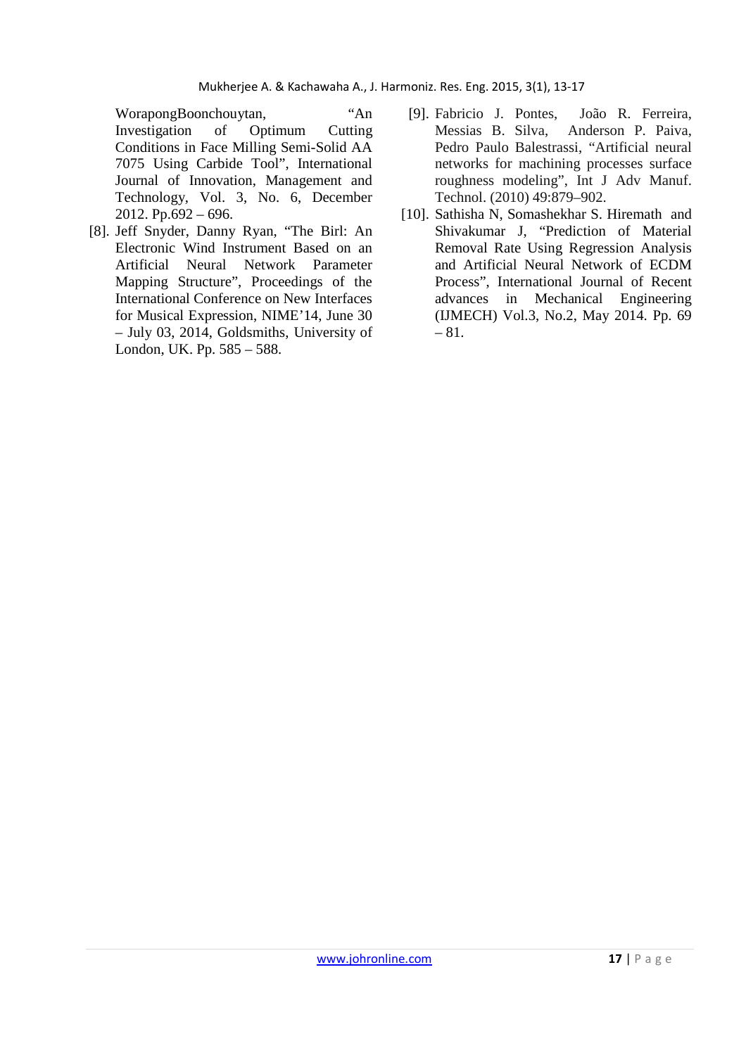WorapongBoonchouytan, "An Investigation of Optimum Cutting Conditions in Face Milling Semi-Solid AA 7075 Using Carbide Tool", International Journal of Innovation, Management and Technology, Vol. 3, No. 6, December 2012. Pp.692 – 696.

[8]. Jeff Snyder, Danny Ryan, "The Birl: An Electronic Wind Instrument Based on an Artificial Neural Network Parameter Mapping Structure", Proceedings of the International Conference on New Interfaces for Musical Expression, NIME'14, June 30 – July 03, 2014, Goldsmiths, University of London, UK. Pp. 585 – 588.

[9]. Fabricio J. Pontes, João R. Ferreira, Messias B. Silva, Anderson P. Paiva, Pedro Paulo Balestrassi, "Artificial neural networks for machining processes surface roughness modeling", Int J Adv Manuf. Technol. (2010) 49:879–902.

[10]. Sathisha N, Somashekhar S. Hiremath and Shivakumar J, "Prediction of Material Removal Rate Using Regression Analysis and Artificial Neural Network of ECDM Process", International Journal of Recent advances in Mechanical Engineering (IJMECH) Vol.3, No.2, May 2014. Pp. 69 – 81.